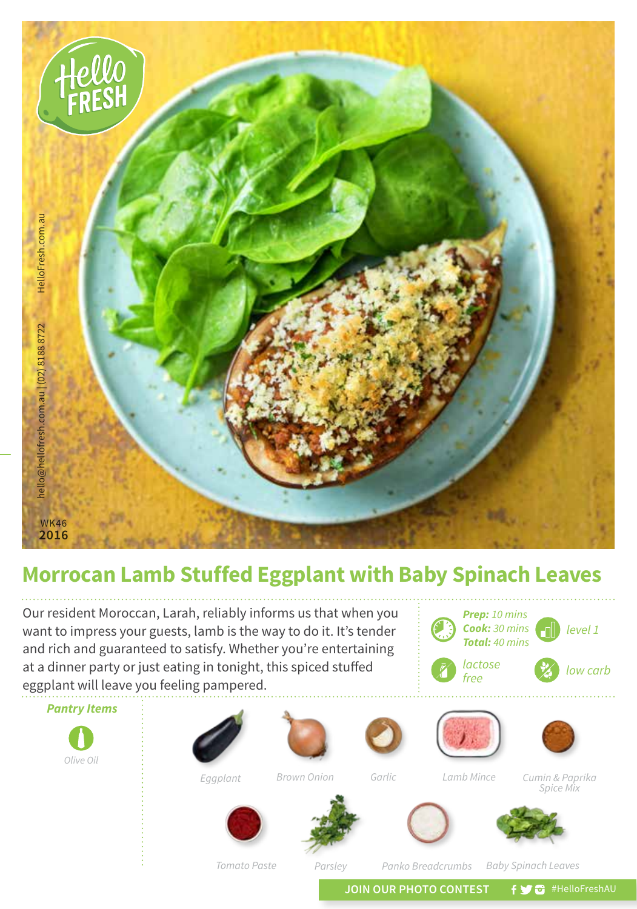HelloFresh.com.au

hello@hellofresh.com.au | (02) 8188 8722

WK46
**2016**

# Morrocan Lamb Stuffed Eggplant with Baby Spinach Leaves

Our resident Moroccan, Larah, reliably informs us that when you want to impress your guests, lamb is the way to do it. It's tender and rich and guaranteed to satisfy. Whether you're entertaining at a dinner party or just eating in tonight, this spiced stuffed eggplant will leave you feeling pampered.

***Prep:*** *10 mins*
***Cook:*** *30 mins*
***Total:*** *40 mins*

*level 1*

*lactose free*

*low carb*

## *Pantry Items*

*Olive Oil*

*Eggplant*

*Brown Onion*

*Garlic*

*Lamb Mince*

*Cumin & Paprika Spice Mix*

*Tomato Paste*

*Parsley*

*Panko Breadcrumbs*

*Baby Spinach Leaves*

**JOIN OUR PHOTO CONTEST** #HelloFreshAU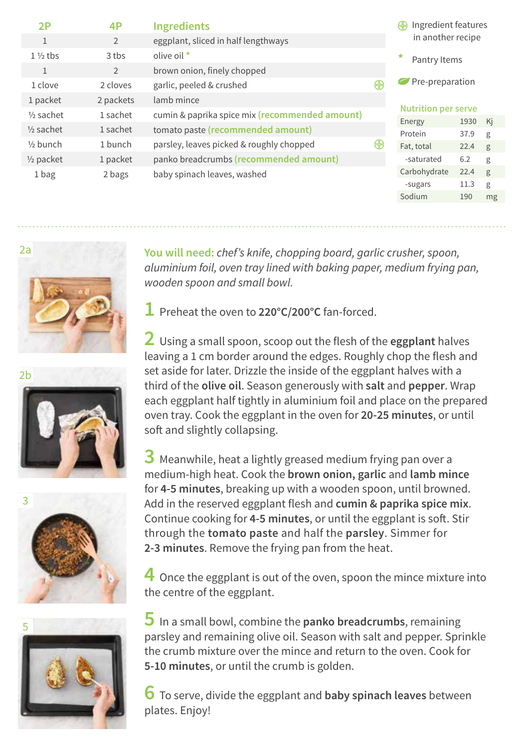| 2P | 4P | Ingredients | |
|---|---|---|---|
| 1 | 2 | eggplant, sliced in half lengthways | |
| 1 ½ tbs | 3 tbs | olive oil * | |
| 1 | 2 | brown onion, finely chopped | |
| 1 clove | 2 cloves | garlic, peeled & crushed | ⊕ |
| 1 packet | 2 packets | lamb mince | |
| ½ sachet | 1 sachet | cumin & paprika spice mix (recommended amount) | |
| ½ sachet | 1 sachet | tomato paste (recommended amount) | |
| ½ bunch | 1 bunch | parsley, leaves picked & roughly chopped | ⊕ |
| ½ packet | 1 packet | panko breadcrumbs (recommended amount) | |
| 1 bag | 2 bags | baby spinach leaves, washed | |

⊕ Ingredient features in another recipe

\* Pantry Items

Pre-preparation

**Nutrition per serve**

| | | |
|---|---|---|
| Energy | 1930 | Kj |
| Protein | 37.9 | g |
| Fat, total | 22.4 | g |
| -saturated | 6.2 | g |
| Carbohydrate | 22.4 | g |
| -sugars | 11.3 | g |
| Sodium | 190 | mg |

**You will need:** *chef's knife, chopping board, garlic crusher, spoon, aluminium foil, oven tray lined with baking paper, medium frying pan, wooden spoon and small bowl.*

2a

2b

3

5

**1** Preheat the oven to **220°C/200°C** fan-forced.

**2** Using a small spoon, scoop out the flesh of the **eggplant** halves leaving a 1 cm border around the edges. Roughly chop the flesh and set aside for later. Drizzle the inside of the eggplant halves with a third of the **olive oil**. Season generously with **salt** and **pepper**. Wrap each eggplant half tightly in aluminium foil and place on the prepared oven tray. Cook the eggplant in the oven for **20-25 minutes**, or until soft and slightly collapsing.

**3** Meanwhile, heat a lightly greased medium frying pan over a medium-high heat. Cook the **brown onion, garlic** and **lamb mince** for **4-5 minutes**, breaking up with a wooden spoon, until browned. Add in the reserved eggplant flesh and **cumin & paprika spice mix**. Continue cooking for **4-5 minutes**, or until the eggplant is soft. Stir through the **tomato paste** and half the **parsley**. Simmer for **2-3 minutes**. Remove the frying pan from the heat.

**4** Once the eggplant is out of the oven, spoon the mince mixture into the centre of the eggplant.

**5** In a small bowl, combine the **panko breadcrumbs**, remaining parsley and remaining olive oil. Season with salt and pepper. Sprinkle the crumb mixture over the mince and return to the oven. Cook for **5-10 minutes**, or until the crumb is golden.

**6** To serve, divide the eggplant and **baby spinach leaves** between plates. Enjoy!